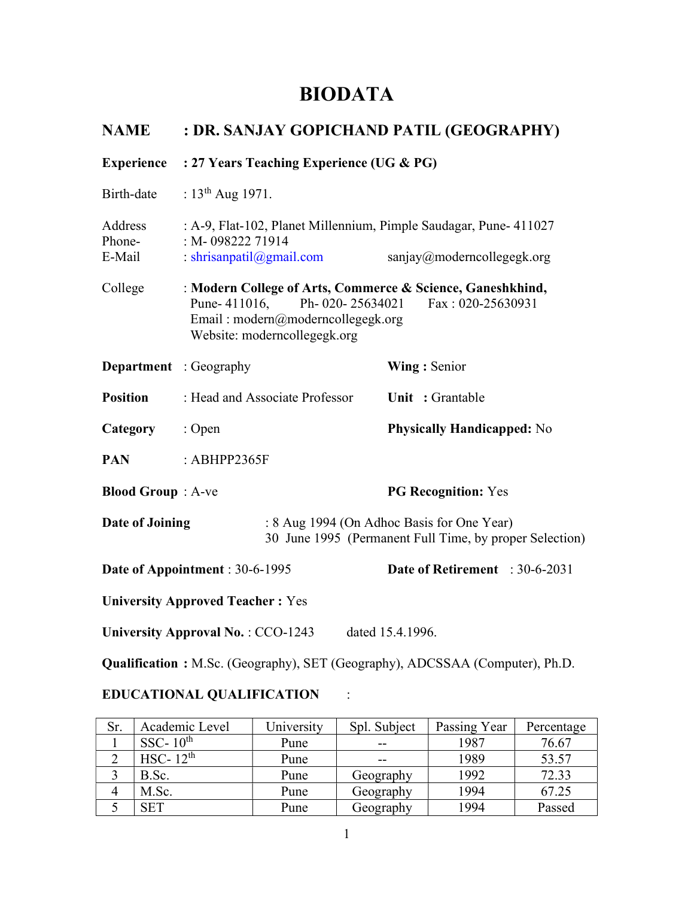# BIODATA

## NAME : DR. SANJAY GOPICHAND PATIL (GEOGRAPHY)

**Experience : 27 Years Teaching Experience (UG & PG)**

Birth-date : 13th Aug 1971.

Address : A-9, Flat-102, Planet Millennium, Pimple Saudagar, Pune- 411027
Phone- : M- 098222 71914
E-Mail : shrisanpatil@gmail.com sanjay@moderncollegegk.org

College : **Modern College of Arts, Commerce & Science, Ganeshkhind,**
Pune- 411016, Ph- 020- 25634021 Fax : 020-25630931
Email : modern@moderncollegegk.org
Website: moderncollegegk.org

**Department** : Geography **Wing :** Senior

**Position** : Head and Associate Professor **Unit :** Grantable

**Category** : Open **Physically Handicapped:** No

**PAN** : ABHPP2365F

**Blood Group** : A-ve **PG Recognition:** Yes

**Date of Joining** : 8 Aug 1994 (On Adhoc Basis for One Year)
30 June 1995 (Permanent Full Time, by proper Selection)

**Date of Appointment** : 30-6-1995 **Date of Retirement** : 30-6-2031

**University Approved Teacher :** Yes

**University Approval No.** : CCO-1243 dated 15.4.1996.

**Qualification :** M.Sc. (Geography), SET (Geography), ADCSSAA (Computer), Ph.D.

**EDUCATIONAL QUALIFICATION** :

| Sr. | Academic Level | University | Spl. Subject | Passing Year | Percentage |
|---|---|---|---|---|---|
| 1 | SSC- 10th | Pune | -- | 1987 | 76.67 |
| 2 | HSC- 12th | Pune | -- | 1989 | 53.57 |
| 3 | B.Sc. | Pune | Geography | 1992 | 72.33 |
| 4 | M.Sc. | Pune | Geography | 1994 | 67.25 |
| 5 | SET | Pune | Geography | 1994 | Passed |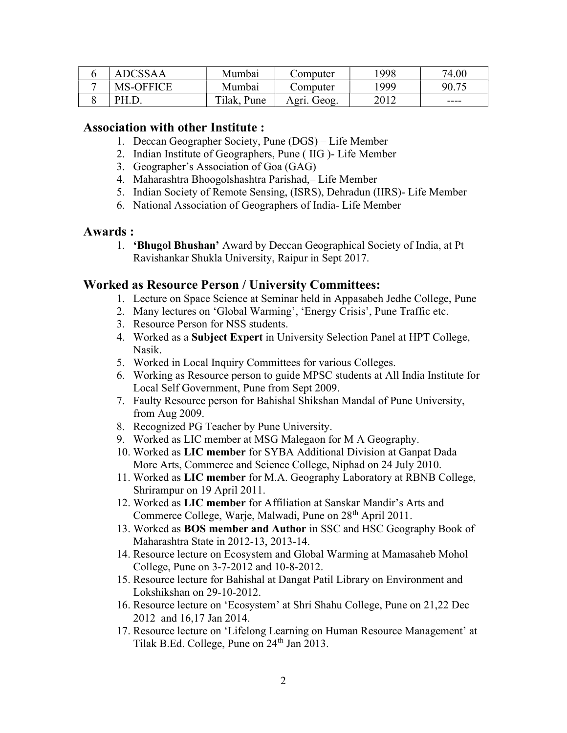| 6 | ADCSSAA | Mumbai | Computer | 1998 | 74.00 |
|---|---|---|---|---|---|
| 7 | MS-OFFICE | Mumbai | Computer | 1999 | 90.75 |
| 8 | PH.D. | Tilak, Pune | Agri. Geog. | 2012 | ---- |

## Association with other Institute :

1. Deccan Geographer Society, Pune (DGS) – Life Member
2. Indian Institute of Geographers, Pune ( IIG )- Life Member
3. Geographer's Association of Goa (GAG)
4. Maharashtra Bhoogolshashtra Parishad,– Life Member
5. Indian Society of Remote Sensing, (ISRS), Dehradun (IIRS)- Life Member
6. National Association of Geographers of India- Life Member

## Awards :

1. **'Bhugol Bhushan'** Award by Deccan Geographical Society of India, at Pt Ravishankar Shukla University, Raipur in Sept 2017.

## Worked as Resource Person / University Committees:

1. Lecture on Space Science at Seminar held in Appasabeh Jedhe College, Pune
2. Many lectures on 'Global Warming', 'Energy Crisis', Pune Traffic etc.
3. Resource Person for NSS students.
4. Worked as a **Subject Expert** in University Selection Panel at HPT College, Nasik.
5. Worked in Local Inquiry Committees for various Colleges.
6. Working as Resource person to guide MPSC students at All India Institute for Local Self Government, Pune from Sept 2009.
7. Faulty Resource person for Bahishal Shikshan Mandal of Pune University, from Aug 2009.
8. Recognized PG Teacher by Pune University.
9. Worked as LIC member at MSG Malegaon for M A Geography.
10. Worked as **LIC member** for SYBA Additional Division at Ganpat Dada More Arts, Commerce and Science College, Niphad on 24 July 2010.
11. Worked as **LIC member** for M.A. Geography Laboratory at RBNB College, Shrirampur on 19 April 2011.
12. Worked as **LIC member** for Affiliation at Sanskar Mandir's Arts and Commerce College, Warje, Malwadi, Pune on 28th April 2011.
13. Worked as **BOS member and Author** in SSC and HSC Geography Book of Maharashtra State in 2012-13, 2013-14.
14. Resource lecture on Ecosystem and Global Warming at Mamasaheb Mohol College, Pune on 3-7-2012 and 10-8-2012.
15. Resource lecture for Bahishal at Dangat Patil Library on Environment and Lokshikshan on 29-10-2012.
16. Resource lecture on 'Ecosystem' at Shri Shahu College, Pune on 21,22 Dec 2012 and 16,17 Jan 2014.
17. Resource lecture on 'Lifelong Learning on Human Resource Management' at Tilak B.Ed. College, Pune on 24th Jan 2013.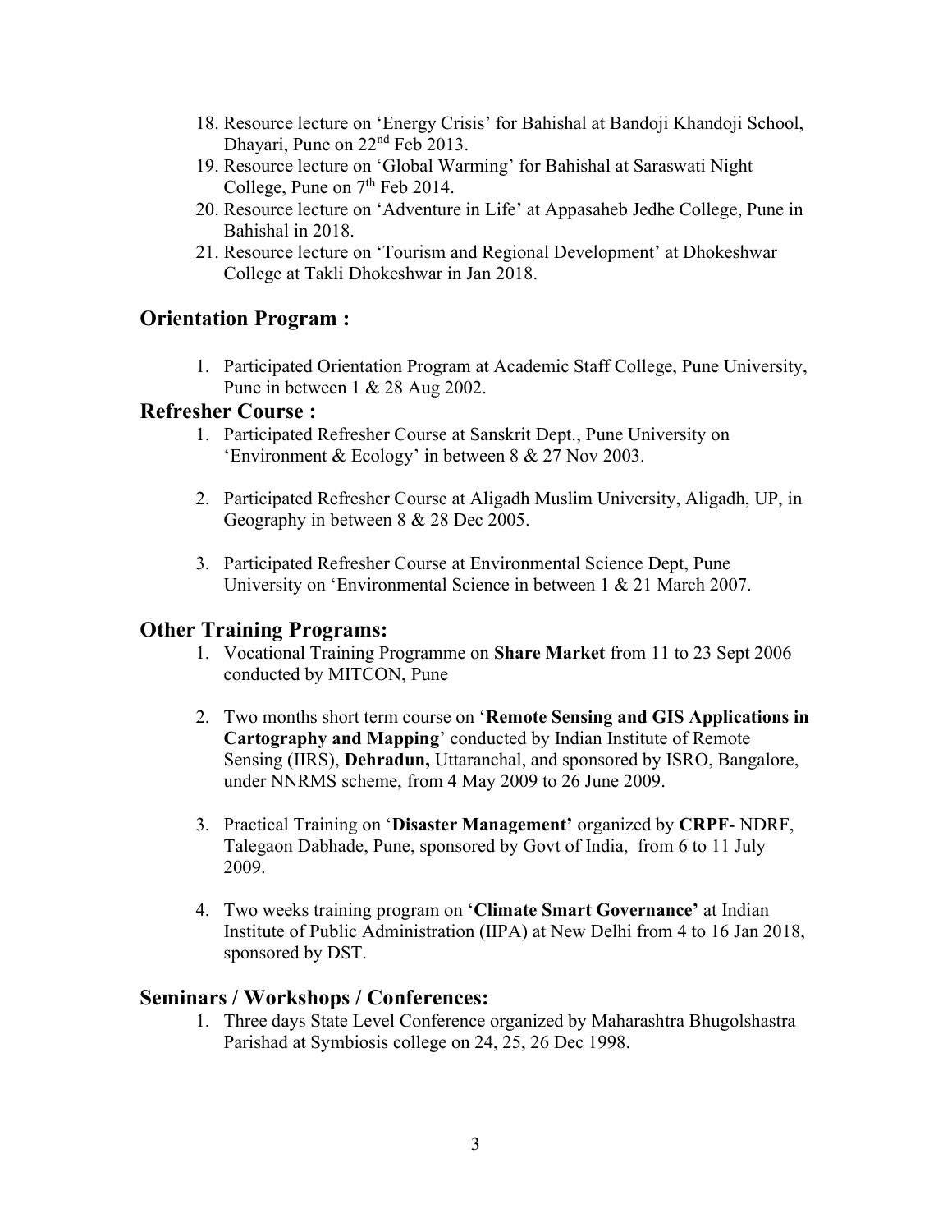18. Resource lecture on 'Energy Crisis' for Bahishal at Bandoji Khandoji School, Dhayari, Pune on 22nd Feb 2013.
19. Resource lecture on 'Global Warming' for Bahishal at Saraswati Night College, Pune on 7th Feb 2014.
20. Resource lecture on 'Adventure in Life' at Appasaheb Jedhe College, Pune in Bahishal in 2018.
21. Resource lecture on 'Tourism and Regional Development' at Dhokeshwar College at Takli Dhokeshwar in Jan 2018.

## Orientation Program :

1. Participated Orientation Program at Academic Staff College, Pune University, Pune in between 1 & 28 Aug 2002.

## Refresher Course :

1. Participated Refresher Course at Sanskrit Dept., Pune University on 'Environment & Ecology' in between 8 & 27 Nov 2003.

2. Participated Refresher Course at Aligadh Muslim University, Aligadh, UP, in Geography in between 8 & 28 Dec 2005.

3. Participated Refresher Course at Environmental Science Dept, Pune University on 'Environmental Science in between 1 & 21 March 2007.

## Other Training Programs:

1. Vocational Training Programme on **Share Market** from 11 to 23 Sept 2006 conducted by MITCON, Pune

2. Two months short term course on '**Remote Sensing and GIS Applications in Cartography and Mapping**' conducted by Indian Institute of Remote Sensing (IIRS), **Dehradun,** Uttaranchal, and sponsored by ISRO, Bangalore, under NNRMS scheme, from 4 May 2009 to 26 June 2009.

3. Practical Training on '**Disaster Management'** organized by **CRPF**- NDRF, Talegaon Dabhade, Pune, sponsored by Govt of India, from 6 to 11 July 2009.

4. Two weeks training program on '**Climate Smart Governance'** at Indian Institute of Public Administration (IIPA) at New Delhi from 4 to 16 Jan 2018, sponsored by DST.

## Seminars / Workshops / Conferences:

1. Three days State Level Conference organized by Maharashtra Bhugolshastra Parishad at Symbiosis college on 24, 25, 26 Dec 1998.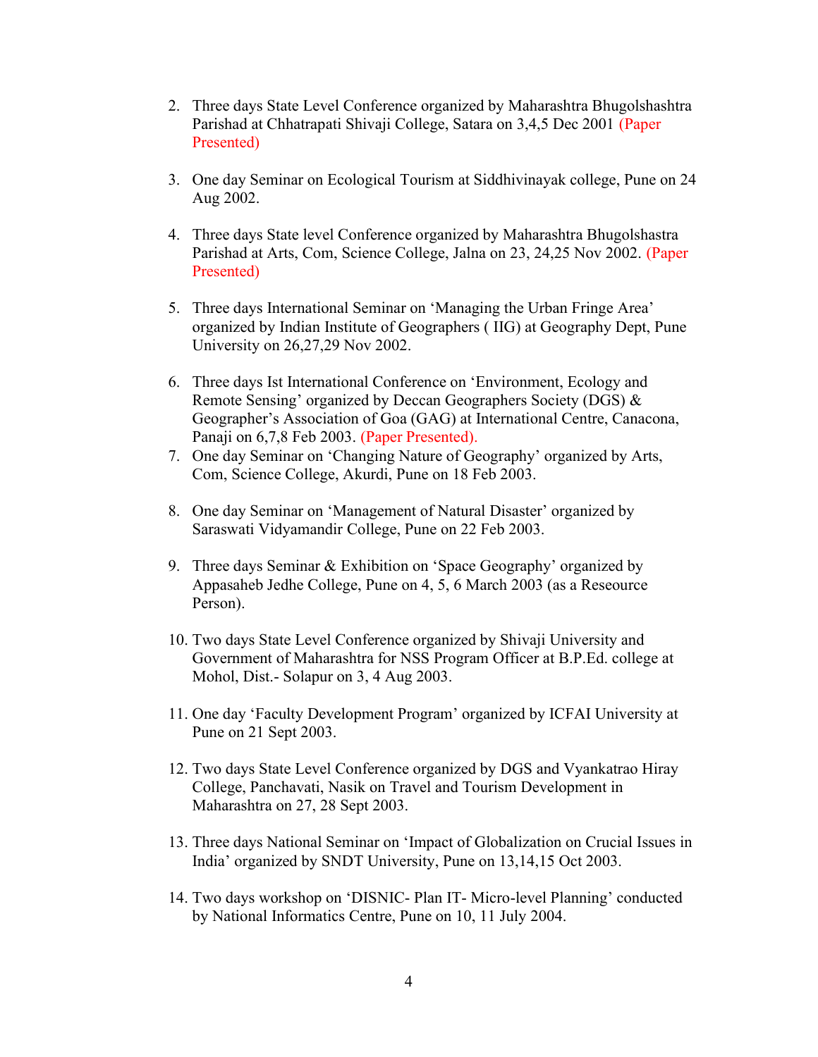2. Three days State Level Conference organized by Maharashtra Bhugolshashtra Parishad at Chhatrapati Shivaji College, Satara on 3,4,5 Dec 2001 (Paper Presented)

3. One day Seminar on Ecological Tourism at Siddhivinayak college, Pune on 24 Aug 2002.

4. Three days State level Conference organized by Maharashtra Bhugolshastra Parishad at Arts, Com, Science College, Jalna on 23, 24,25 Nov 2002. (Paper Presented)

5. Three days International Seminar on 'Managing the Urban Fringe Area' organized by Indian Institute of Geographers ( IIG) at Geography Dept, Pune University on 26,27,29 Nov 2002.

6. Three days Ist International Conference on 'Environment, Ecology and Remote Sensing' organized by Deccan Geographers Society (DGS) & Geographer's Association of Goa (GAG) at International Centre, Canacona, Panaji on 6,7,8 Feb 2003. (Paper Presented).

7. One day Seminar on 'Changing Nature of Geography' organized by Arts, Com, Science College, Akurdi, Pune on 18 Feb 2003.

8. One day Seminar on 'Management of Natural Disaster' organized by Saraswati Vidyamandir College, Pune on 22 Feb 2003.

9. Three days Seminar & Exhibition on 'Space Geography' organized by Appasaheb Jedhe College, Pune on 4, 5, 6 March 2003 (as a Reseource Person).

10. Two days State Level Conference organized by Shivaji University and Government of Maharashtra for NSS Program Officer at B.P.Ed. college at Mohol, Dist.- Solapur on 3, 4 Aug 2003.

11. One day 'Faculty Development Program' organized by ICFAI University at Pune on 21 Sept 2003.

12. Two days State Level Conference organized by DGS and Vyankatrao Hiray College, Panchavati, Nasik on Travel and Tourism Development in Maharashtra on 27, 28 Sept 2003.

13. Three days National Seminar on 'Impact of Globalization on Crucial Issues in India' organized by SNDT University, Pune on 13,14,15 Oct 2003.

14. Two days workshop on 'DISNIC- Plan IT- Micro-level Planning' conducted by National Informatics Centre, Pune on 10, 11 July 2004.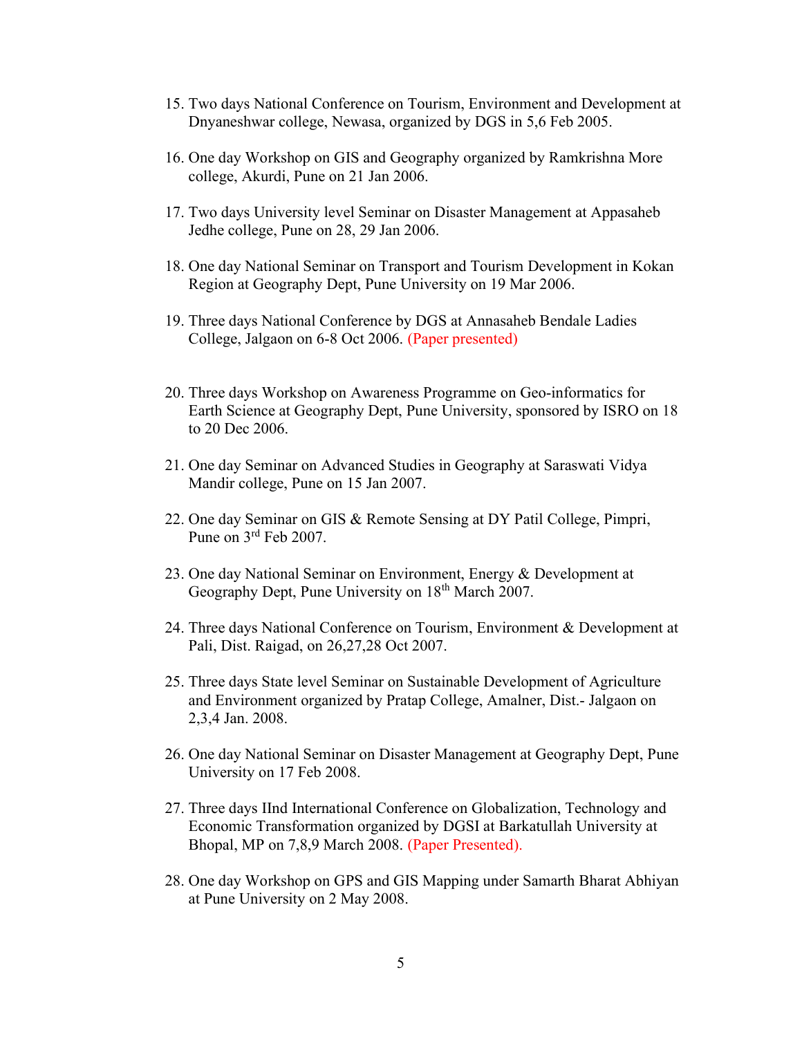15. Two days National Conference on Tourism, Environment and Development at Dnyaneshwar college, Newasa, organized by DGS in 5,6 Feb 2005.

16. One day Workshop on GIS and Geography organized by Ramkrishna More college, Akurdi, Pune on 21 Jan 2006.

17. Two days University level Seminar on Disaster Management at Appasaheb Jedhe college, Pune on 28, 29 Jan 2006.

18. One day National Seminar on Transport and Tourism Development in Kokan Region at Geography Dept, Pune University on 19 Mar 2006.

19. Three days National Conference by DGS at Annasaheb Bendale Ladies College, Jalgaon on 6-8 Oct 2006. (Paper presented)

20. Three days Workshop on Awareness Programme on Geo-informatics for Earth Science at Geography Dept, Pune University, sponsored by ISRO on 18 to 20 Dec 2006.

21. One day Seminar on Advanced Studies in Geography at Saraswati Vidya Mandir college, Pune on 15 Jan 2007.

22. One day Seminar on GIS & Remote Sensing at DY Patil College, Pimpri, Pune on 3rd Feb 2007.

23. One day National Seminar on Environment, Energy & Development at Geography Dept, Pune University on 18th March 2007.

24. Three days National Conference on Tourism, Environment & Development at Pali, Dist. Raigad, on 26,27,28 Oct 2007.

25. Three days State level Seminar on Sustainable Development of Agriculture and Environment organized by Pratap College, Amalner, Dist.- Jalgaon on 2,3,4 Jan. 2008.

26. One day National Seminar on Disaster Management at Geography Dept, Pune University on 17 Feb 2008.

27. Three days IInd International Conference on Globalization, Technology and Economic Transformation organized by DGSI at Barkatullah University at Bhopal, MP on 7,8,9 March 2008. (Paper Presented).

28. One day Workshop on GPS and GIS Mapping under Samarth Bharat Abhiyan at Pune University on 2 May 2008.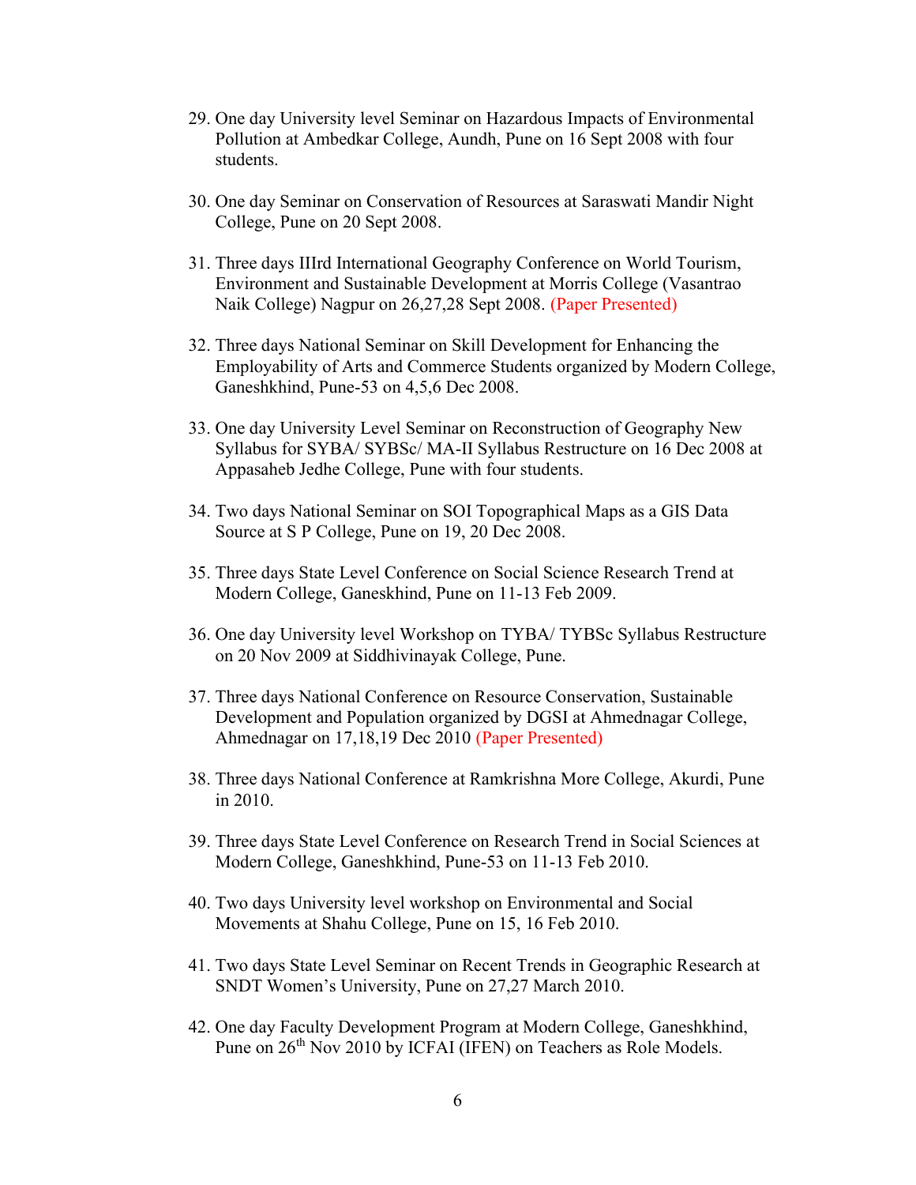29. One day University level Seminar on Hazardous Impacts of Environmental Pollution at Ambedkar College, Aundh, Pune on 16 Sept 2008 with four students.

30. One day Seminar on Conservation of Resources at Saraswati Mandir Night College, Pune on 20 Sept 2008.

31. Three days IIIrd International Geography Conference on World Tourism, Environment and Sustainable Development at Morris College (Vasantrao Naik College) Nagpur on 26,27,28 Sept 2008. (Paper Presented)

32. Three days National Seminar on Skill Development for Enhancing the Employability of Arts and Commerce Students organized by Modern College, Ganeshkhind, Pune-53 on 4,5,6 Dec 2008.

33. One day University Level Seminar on Reconstruction of Geography New Syllabus for SYBA/ SYBSc/ MA-II Syllabus Restructure on 16 Dec 2008 at Appasaheb Jedhe College, Pune with four students.

34. Two days National Seminar on SOI Topographical Maps as a GIS Data Source at S P College, Pune on 19, 20 Dec 2008.

35. Three days State Level Conference on Social Science Research Trend at Modern College, Ganeskhind, Pune on 11-13 Feb 2009.

36. One day University level Workshop on TYBA/ TYBSc Syllabus Restructure on 20 Nov 2009 at Siddhivinayak College, Pune.

37. Three days National Conference on Resource Conservation, Sustainable Development and Population organized by DGSI at Ahmednagar College, Ahmednagar on 17,18,19 Dec 2010 (Paper Presented)

38. Three days National Conference at Ramkrishna More College, Akurdi, Pune in 2010.

39. Three days State Level Conference on Research Trend in Social Sciences at Modern College, Ganeshkhind, Pune-53 on 11-13 Feb 2010.

40. Two days University level workshop on Environmental and Social Movements at Shahu College, Pune on 15, 16 Feb 2010.

41. Two days State Level Seminar on Recent Trends in Geographic Research at SNDT Women's University, Pune on 27,27 March 2010.

42. One day Faculty Development Program at Modern College, Ganeshkhind, Pune on 26th Nov 2010 by ICFAI (IFEN) on Teachers as Role Models.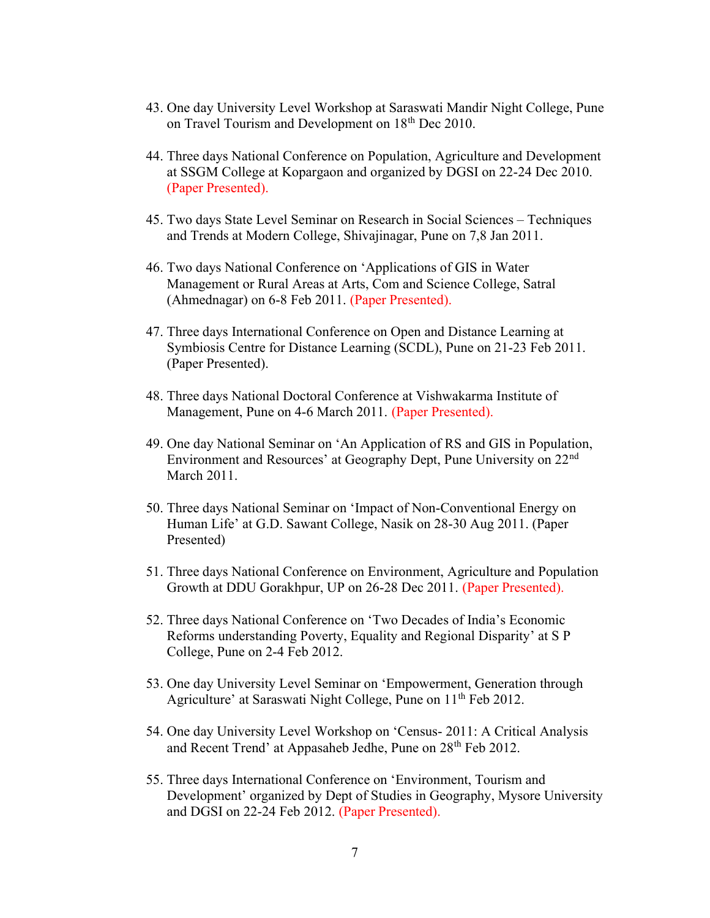43. One day University Level Workshop at Saraswati Mandir Night College, Pune on Travel Tourism and Development on 18th Dec 2010.

44. Three days National Conference on Population, Agriculture and Development at SSGM College at Kopargaon and organized by DGSI on 22-24 Dec 2010. (Paper Presented).

45. Two days State Level Seminar on Research in Social Sciences – Techniques and Trends at Modern College, Shivajinagar, Pune on 7,8 Jan 2011.

46. Two days National Conference on 'Applications of GIS in Water Management or Rural Areas at Arts, Com and Science College, Satral (Ahmednagar) on 6-8 Feb 2011. (Paper Presented).

47. Three days International Conference on Open and Distance Learning at Symbiosis Centre for Distance Learning (SCDL), Pune on 21-23 Feb 2011. (Paper Presented).

48. Three days National Doctoral Conference at Vishwakarma Institute of Management, Pune on 4-6 March 2011. (Paper Presented).

49. One day National Seminar on 'An Application of RS and GIS in Population, Environment and Resources' at Geography Dept, Pune University on 22nd March 2011.

50. Three days National Seminar on 'Impact of Non-Conventional Energy on Human Life' at G.D. Sawant College, Nasik on 28-30 Aug 2011. (Paper Presented)

51. Three days National Conference on Environment, Agriculture and Population Growth at DDU Gorakhpur, UP on 26-28 Dec 2011. (Paper Presented).

52. Three days National Conference on 'Two Decades of India's Economic Reforms understanding Poverty, Equality and Regional Disparity' at S P College, Pune on 2-4 Feb 2012.

53. One day University Level Seminar on 'Empowerment, Generation through Agriculture' at Saraswati Night College, Pune on 11th Feb 2012.

54. One day University Level Workshop on 'Census- 2011: A Critical Analysis and Recent Trend' at Appasaheb Jedhe, Pune on 28th Feb 2012.

55. Three days International Conference on 'Environment, Tourism and Development' organized by Dept of Studies in Geography, Mysore University and DGSI on 22-24 Feb 2012. (Paper Presented).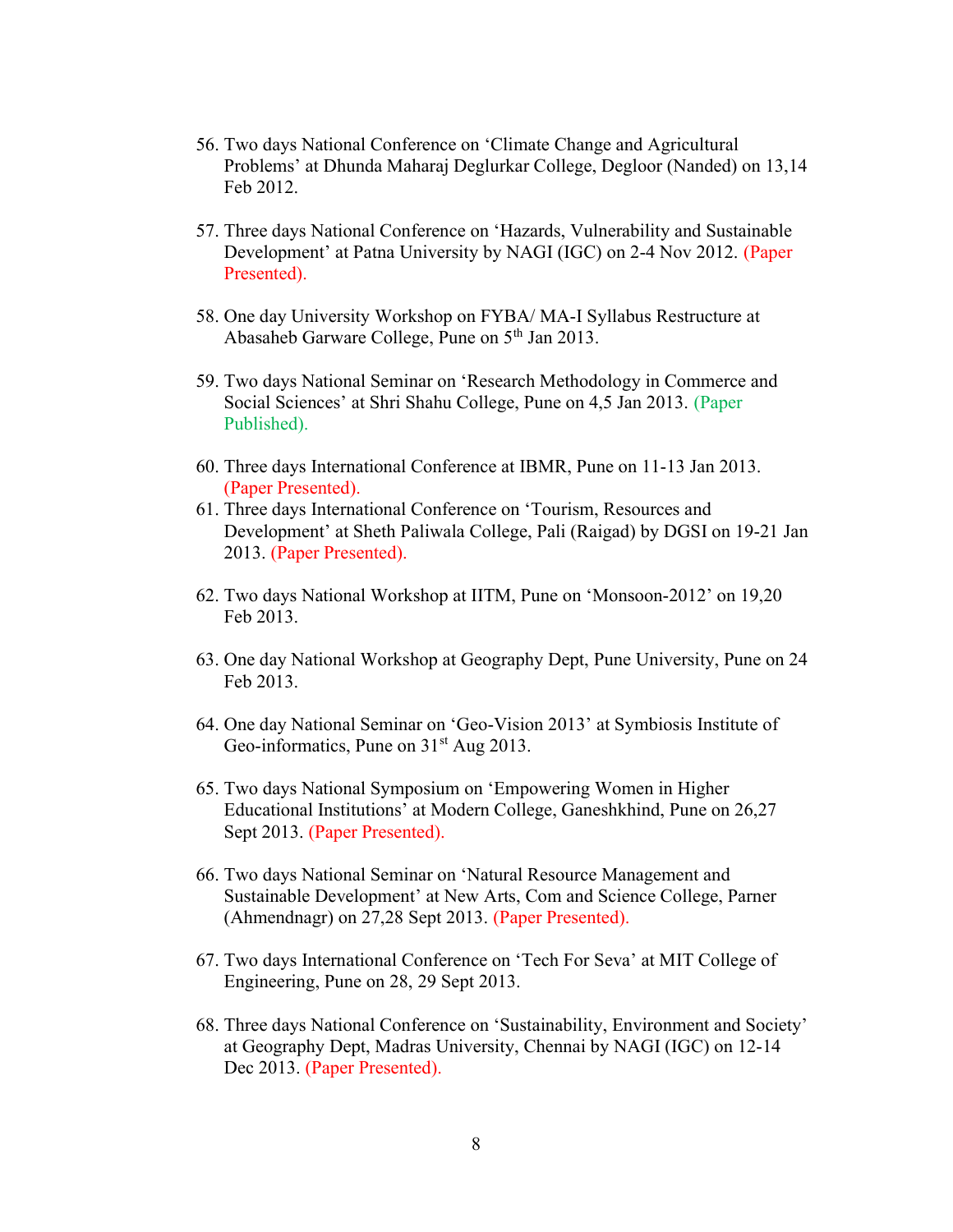56. Two days National Conference on 'Climate Change and Agricultural Problems' at Dhunda Maharaj Deglurkar College, Degloor (Nanded) on 13,14 Feb 2012.

57. Three days National Conference on 'Hazards, Vulnerability and Sustainable Development' at Patna University by NAGI (IGC) on 2-4 Nov 2012. (Paper Presented).

58. One day University Workshop on FYBA/ MA-I Syllabus Restructure at Abasaheb Garware College, Pune on 5th Jan 2013.

59. Two days National Seminar on 'Research Methodology in Commerce and Social Sciences' at Shri Shahu College, Pune on 4,5 Jan 2013. (Paper Published).

60. Three days International Conference at IBMR, Pune on 11-13 Jan 2013. (Paper Presented).

61. Three days International Conference on 'Tourism, Resources and Development' at Sheth Paliwala College, Pali (Raigad) by DGSI on 19-21 Jan 2013. (Paper Presented).

62. Two days National Workshop at IITM, Pune on 'Monsoon-2012' on 19,20 Feb 2013.

63. One day National Workshop at Geography Dept, Pune University, Pune on 24 Feb 2013.

64. One day National Seminar on 'Geo-Vision 2013' at Symbiosis Institute of Geo-informatics, Pune on 31st Aug 2013.

65. Two days National Symposium on 'Empowering Women in Higher Educational Institutions' at Modern College, Ganeshkhind, Pune on 26,27 Sept 2013. (Paper Presented).

66. Two days National Seminar on 'Natural Resource Management and Sustainable Development' at New Arts, Com and Science College, Parner (Ahmendnagr) on 27,28 Sept 2013. (Paper Presented).

67. Two days International Conference on 'Tech For Seva' at MIT College of Engineering, Pune on 28, 29 Sept 2013.

68. Three days National Conference on 'Sustainability, Environment and Society' at Geography Dept, Madras University, Chennai by NAGI (IGC) on 12-14 Dec 2013. (Paper Presented).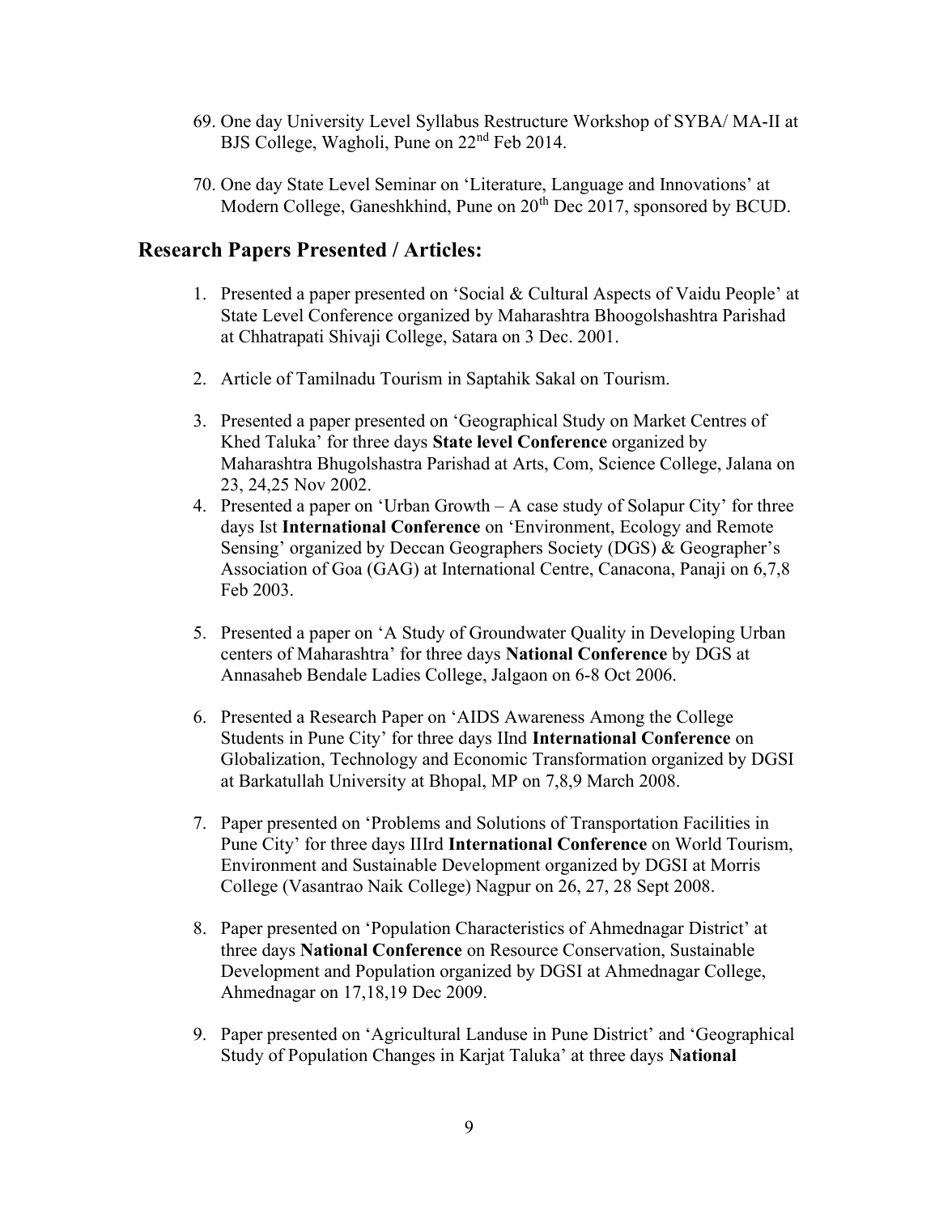69. One day University Level Syllabus Restructure Workshop of SYBA/ MA-II at BJS College, Wagholi, Pune on 22nd Feb 2014.

70. One day State Level Seminar on 'Literature, Language and Innovations' at Modern College, Ganeshkhind, Pune on 20th Dec 2017, sponsored by BCUD.

## Research Papers Presented / Articles:

1. Presented a paper presented on 'Social & Cultural Aspects of Vaidu People' at State Level Conference organized by Maharashtra Bhoogolshashtra Parishad at Chhatrapati Shivaji College, Satara on 3 Dec. 2001.

2. Article of Tamilnadu Tourism in Saptahik Sakal on Tourism.

3. Presented a paper presented on 'Geographical Study on Market Centres of Khed Taluka' for three days **State level Conference** organized by Maharashtra Bhugolshastra Parishad at Arts, Com, Science College, Jalana on 23, 24,25 Nov 2002.
4. Presented a paper on 'Urban Growth – A case study of Solapur City' for three days Ist **International Conference** on 'Environment, Ecology and Remote Sensing' organized by Deccan Geographers Society (DGS) & Geographer's Association of Goa (GAG) at International Centre, Canacona, Panaji on 6,7,8 Feb 2003.

5. Presented a paper on 'A Study of Groundwater Quality in Developing Urban centers of Maharashtra' for three days **National Conference** by DGS at Annasaheb Bendale Ladies College, Jalgaon on 6-8 Oct 2006.

6. Presented a Research Paper on 'AIDS Awareness Among the College Students in Pune City' for three days IInd **International Conference** on Globalization, Technology and Economic Transformation organized by DGSI at Barkatullah University at Bhopal, MP on 7,8,9 March 2008.

7. Paper presented on 'Problems and Solutions of Transportation Facilities in Pune City' for three days IIIrd **International Conference** on World Tourism, Environment and Sustainable Development organized by DGSI at Morris College (Vasantrao Naik College) Nagpur on 26, 27, 28 Sept 2008.

8. Paper presented on 'Population Characteristics of Ahmednagar District' at three days **National Conference** on Resource Conservation, Sustainable Development and Population organized by DGSI at Ahmednagar College, Ahmednagar on 17,18,19 Dec 2009.

9. Paper presented on 'Agricultural Landuse in Pune District' and 'Geographical Study of Population Changes in Karjat Taluka' at three days **National**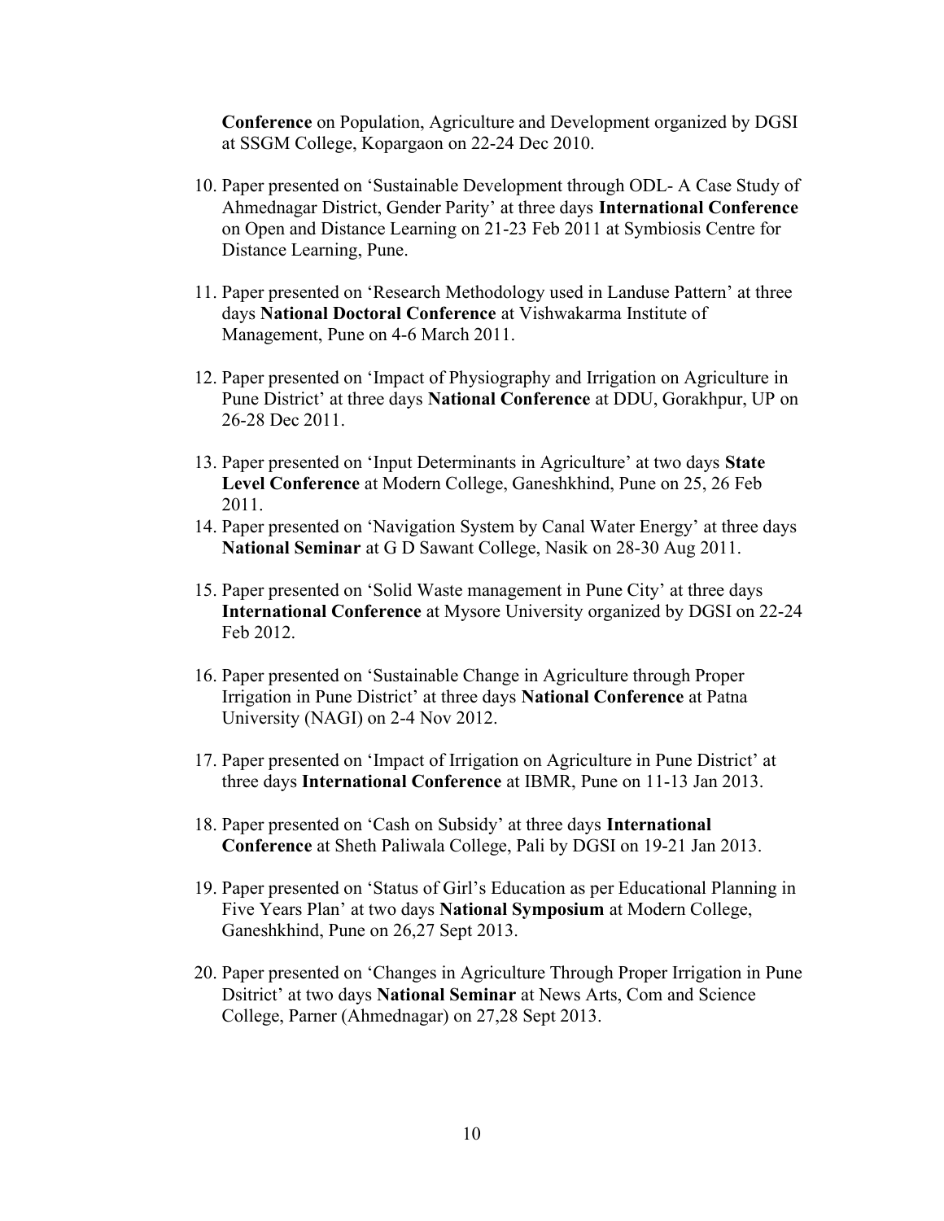**Conference** on Population, Agriculture and Development organized by DGSI at SSGM College, Kopargaon on 22-24 Dec 2010.

10. Paper presented on 'Sustainable Development through ODL- A Case Study of Ahmednagar District, Gender Parity' at three days **International Conference** on Open and Distance Learning on 21-23 Feb 2011 at Symbiosis Centre for Distance Learning, Pune.

11. Paper presented on 'Research Methodology used in Landuse Pattern' at three days **National Doctoral Conference** at Vishwakarma Institute of Management, Pune on 4-6 March 2011.

12. Paper presented on 'Impact of Physiography and Irrigation on Agriculture in Pune District' at three days **National Conference** at DDU, Gorakhpur, UP on 26-28 Dec 2011.

13. Paper presented on 'Input Determinants in Agriculture' at two days **State Level Conference** at Modern College, Ganeshkhind, Pune on 25, 26 Feb 2011.

14. Paper presented on 'Navigation System by Canal Water Energy' at three days **National Seminar** at G D Sawant College, Nasik on 28-30 Aug 2011.

15. Paper presented on 'Solid Waste management in Pune City' at three days **International Conference** at Mysore University organized by DGSI on 22-24 Feb 2012.

16. Paper presented on 'Sustainable Change in Agriculture through Proper Irrigation in Pune District' at three days **National Conference** at Patna University (NAGI) on 2-4 Nov 2012.

17. Paper presented on 'Impact of Irrigation on Agriculture in Pune District' at three days **International Conference** at IBMR, Pune on 11-13 Jan 2013.

18. Paper presented on 'Cash on Subsidy' at three days **International Conference** at Sheth Paliwala College, Pali by DGSI on 19-21 Jan 2013.

19. Paper presented on 'Status of Girl's Education as per Educational Planning in Five Years Plan' at two days **National Symposium** at Modern College, Ganeshkhind, Pune on 26,27 Sept 2013.

20. Paper presented on 'Changes in Agriculture Through Proper Irrigation in Pune Dsitrict' at two days **National Seminar** at News Arts, Com and Science College, Parner (Ahmednagar) on 27,28 Sept 2013.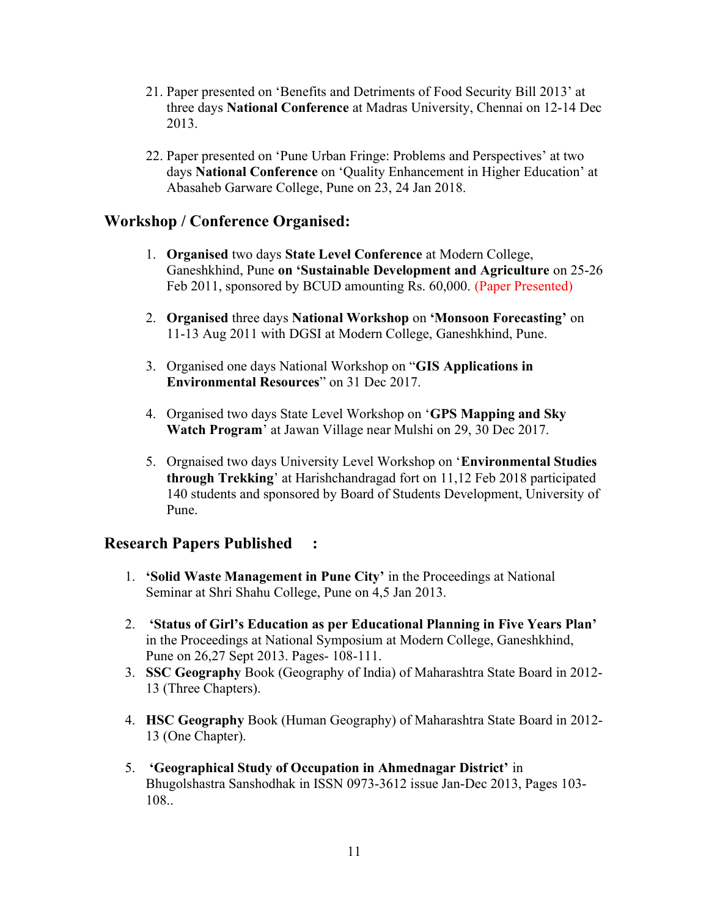21. Paper presented on 'Benefits and Detriments of Food Security Bill 2013' at three days **National Conference** at Madras University, Chennai on 12-14 Dec 2013.

22. Paper presented on 'Pune Urban Fringe: Problems and Perspectives' at two days **National Conference** on 'Quality Enhancement in Higher Education' at Abasaheb Garware College, Pune on 23, 24 Jan 2018.

## Workshop / Conference Organised:

1. **Organised** two days **State Level Conference** at Modern College, Ganeshkhind, Pune **on 'Sustainable Development and Agriculture** on 25-26 Feb 2011, sponsored by BCUD amounting Rs. 60,000. (Paper Presented)

2. **Organised** three days **National Workshop** on **'Monsoon Forecasting'** on 11-13 Aug 2011 with DGSI at Modern College, Ganeshkhind, Pune.

3. Organised one days National Workshop on "**GIS Applications in Environmental Resources**" on 31 Dec 2017.

4. Organised two days State Level Workshop on '**GPS Mapping and Sky Watch Program**' at Jawan Village near Mulshi on 29, 30 Dec 2017.

5. Orgnaised two days University Level Workshop on '**Environmental Studies through Trekking**' at Harishchandragad fort on 11,12 Feb 2018 participated 140 students and sponsored by Board of Students Development, University of Pune.

## Research Papers Published :

1. **'Solid Waste Management in Pune City'** in the Proceedings at National Seminar at Shri Shahu College, Pune on 4,5 Jan 2013.

2. **'Status of Girl's Education as per Educational Planning in Five Years Plan'** in the Proceedings at National Symposium at Modern College, Ganeshkhind, Pune on 26,27 Sept 2013. Pages- 108-111.
3. **SSC Geography** Book (Geography of India) of Maharashtra State Board in 2012-13 (Three Chapters).

4. **HSC Geography** Book (Human Geography) of Maharashtra State Board in 2012-13 (One Chapter).

5. **'Geographical Study of Occupation in Ahmednagar District'** in Bhugolshastra Sanshodhak in ISSN 0973-3612 issue Jan-Dec 2013, Pages 103-108..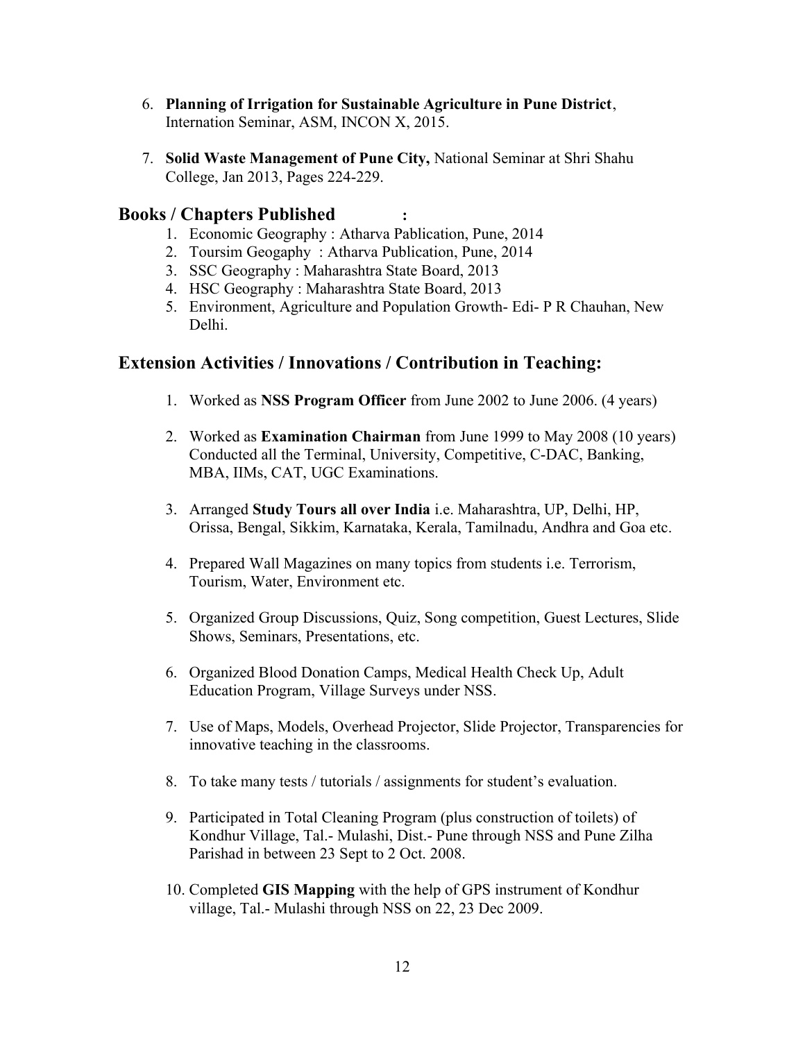6. **Planning of Irrigation for Sustainable Agriculture in Pune District**, Internation Seminar, ASM, INCON X, 2015.

7. **Solid Waste Management of Pune City,** National Seminar at Shri Shahu College, Jan 2013, Pages 224-229.

## Books / Chapters Published :

1. Economic Geography : Atharva Pablication, Pune, 2014
2. Toursim Geogaphy : Atharva Publication, Pune, 2014
3. SSC Geography : Maharashtra State Board, 2013
4. HSC Geography : Maharashtra State Board, 2013
5. Environment, Agriculture and Population Growth- Edi- P R Chauhan, New Delhi.

## Extension Activities / Innovations / Contribution in Teaching:

1. Worked as **NSS Program Officer** from June 2002 to June 2006. (4 years)

2. Worked as **Examination Chairman** from June 1999 to May 2008 (10 years) Conducted all the Terminal, University, Competitive, C-DAC, Banking, MBA, IIMs, CAT, UGC Examinations.

3. Arranged **Study Tours all over India** i.e. Maharashtra, UP, Delhi, HP, Orissa, Bengal, Sikkim, Karnataka, Kerala, Tamilnadu, Andhra and Goa etc.

4. Prepared Wall Magazines on many topics from students i.e. Terrorism, Tourism, Water, Environment etc.

5. Organized Group Discussions, Quiz, Song competition, Guest Lectures, Slide Shows, Seminars, Presentations, etc.

6. Organized Blood Donation Camps, Medical Health Check Up, Adult Education Program, Village Surveys under NSS.

7. Use of Maps, Models, Overhead Projector, Slide Projector, Transparencies for innovative teaching in the classrooms.

8. To take many tests / tutorials / assignments for student's evaluation.

9. Participated in Total Cleaning Program (plus construction of toilets) of Kondhur Village, Tal.- Mulashi, Dist.- Pune through NSS and Pune Zilha Parishad in between 23 Sept to 2 Oct. 2008.

10. Completed **GIS Mapping** with the help of GPS instrument of Kondhur village, Tal.- Mulashi through NSS on 22, 23 Dec 2009.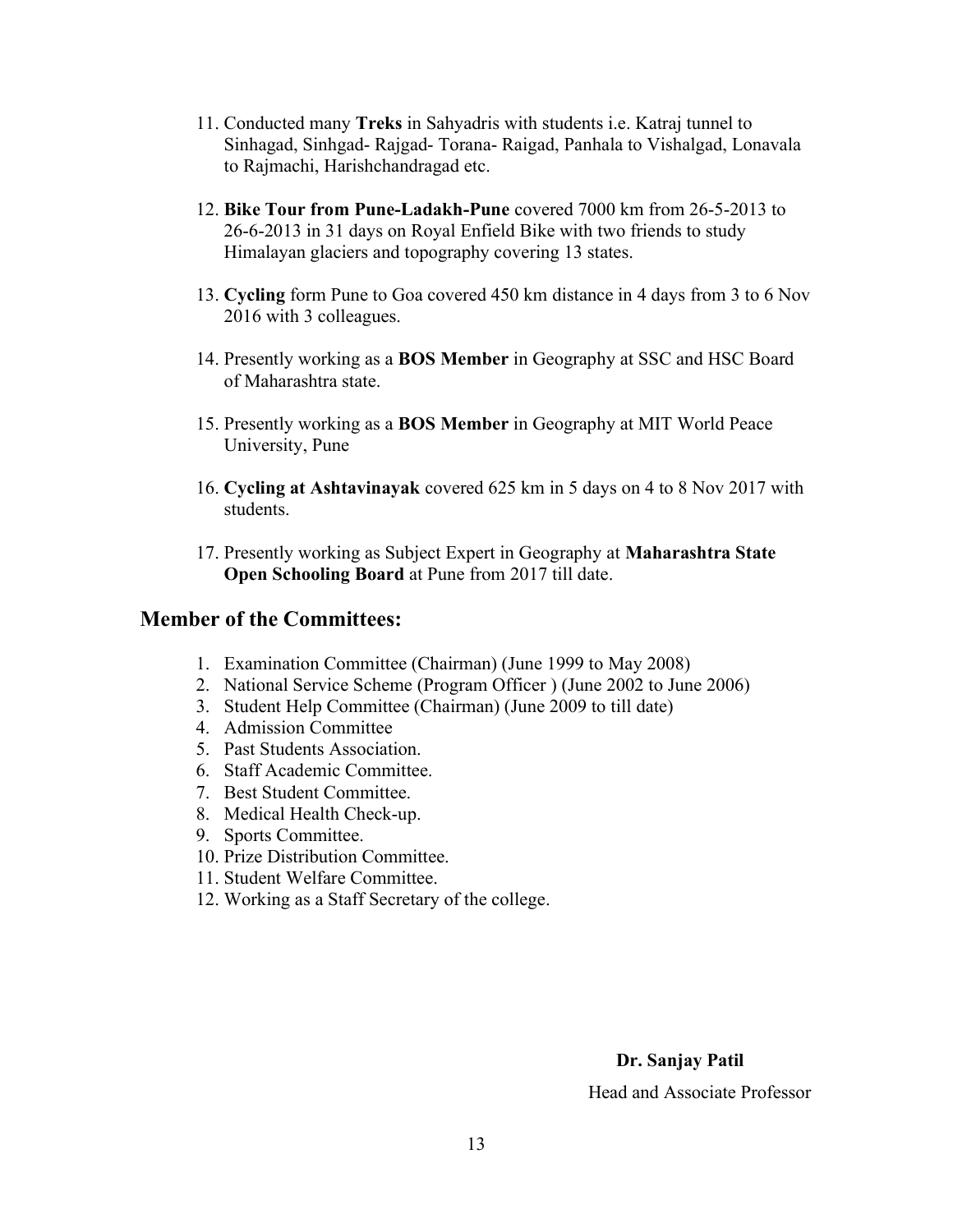11. Conducted many **Treks** in Sahyadris with students i.e. Katraj tunnel to Sinhagad, Sinhgad- Rajgad- Torana- Raigad, Panhala to Vishalgad, Lonavala to Rajmachi, Harishchandragad etc.

12. **Bike Tour from Pune-Ladakh-Pune** covered 7000 km from 26-5-2013 to 26-6-2013 in 31 days on Royal Enfield Bike with two friends to study Himalayan glaciers and topography covering 13 states.

13. **Cycling** form Pune to Goa covered 450 km distance in 4 days from 3 to 6 Nov 2016 with 3 colleagues.

14. Presently working as a **BOS Member** in Geography at SSC and HSC Board of Maharashtra state.

15. Presently working as a **BOS Member** in Geography at MIT World Peace University, Pune

16. **Cycling at Ashtavinayak** covered 625 km in 5 days on 4 to 8 Nov 2017 with students.

17. Presently working as Subject Expert in Geography at **Maharashtra State Open Schooling Board** at Pune from 2017 till date.

## Member of the Committees:

1. Examination Committee (Chairman) (June 1999 to May 2008)
2. National Service Scheme (Program Officer ) (June 2002 to June 2006)
3. Student Help Committee (Chairman) (June 2009 to till date)
4. Admission Committee
5. Past Students Association.
6. Staff Academic Committee.
7. Best Student Committee.
8. Medical Health Check-up.
9. Sports Committee.
10. Prize Distribution Committee.
11. Student Welfare Committee.
12. Working as a Staff Secretary of the college.

**Dr. Sanjay Patil**

Head and Associate Professor